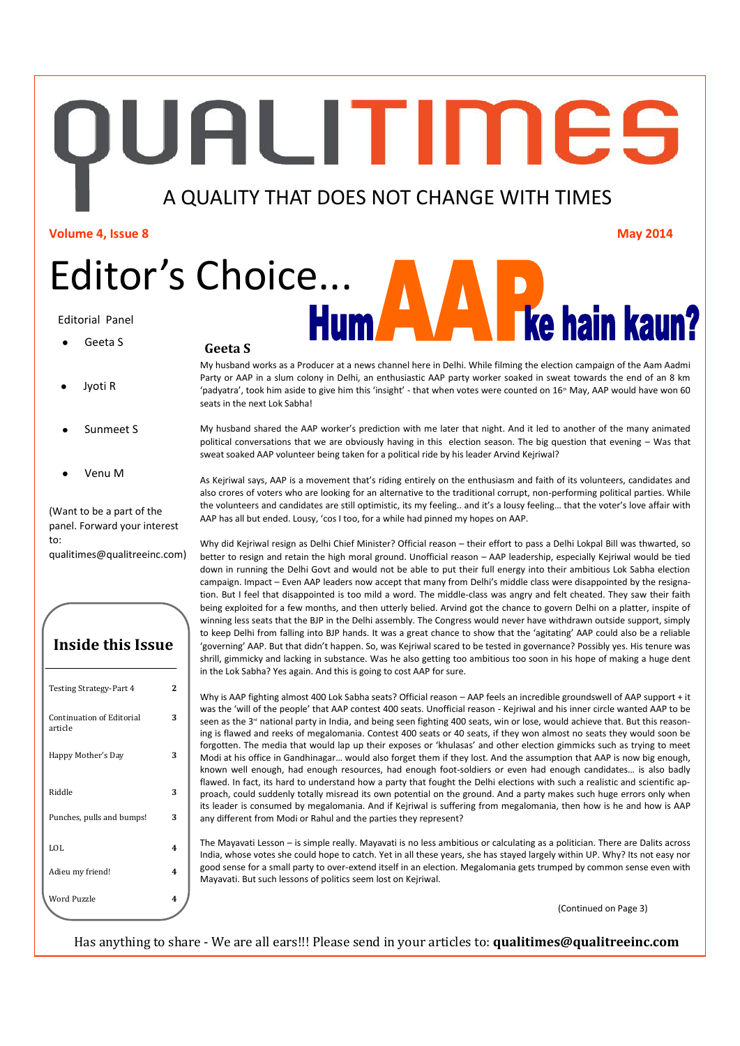# QUALITIMES

A QUALITY THAT DOES NOT CHANGE WITH TIMES

**Volume 4, Issue 8** **May 2014**

# Editor's Choice...

Editorial Panel

- Geeta S
- Jyoti R
- Sunmeet S
- Venu M

(Want to be a part of the panel. Forward your interest to: qualitimes@qualitreeinc.com)

## Inside this Issue

| | |
|---|---|
| Testing Strategy-Part 4 | 2 |
| Continuation of Editorial article | 3 |
| Happy Mother's Day | 3 |
| Riddle | 3 |
| Punches, pulls and bumps! | 3 |
| LOL | 4 |
| Adieu my friend! | 4 |
| Word Puzzle | 4 |

## Hum AAP ke hain kaun?

**Geeta S**

My husband works as a Producer at a news channel here in Delhi. While filming the election campaign of the Aam Aadmi Party or AAP in a slum colony in Delhi, an enthusiastic AAP party worker soaked in sweat towards the end of an 8 km 'padyatra', took him aside to give him this 'insight' - that when votes were counted on 16th May, AAP would have won 60 seats in the next Lok Sabha!

My husband shared the AAP worker's prediction with me later that night. And it led to another of the many animated political conversations that we are obviously having in this election season. The big question that evening – Was that sweat soaked AAP volunteer being taken for a political ride by his leader Arvind Kejriwal?

As Kejriwal says, AAP is a movement that's riding entirely on the enthusiasm and faith of its volunteers, candidates and also crores of voters who are looking for an alternative to the traditional corrupt, non-performing political parties. While the volunteers and candidates are still optimistic, its my feeling.. and it's a lousy feeling… that the voter's love affair with AAP has all but ended. Lousy, 'cos I too, for a while had pinned my hopes on AAP.

Why did Kejriwal resign as Delhi Chief Minister? Official reason – their effort to pass a Delhi Lokpal Bill was thwarted, so better to resign and retain the high moral ground. Unofficial reason – AAP leadership, especially Kejriwal would be tied down in running the Delhi Govt and would not be able to put their full energy into their ambitious Lok Sabha election campaign. Impact – Even AAP leaders now accept that many from Delhi's middle class were disappointed by the resignation. But I feel that disappointed is too mild a word. The middle-class was angry and felt cheated. They saw their faith being exploited for a few months, and then utterly belied. Arvind got the chance to govern Delhi on a platter, inspite of winning less seats that the BJP in the Delhi assembly. The Congress would never have withdrawn outside support, simply to keep Delhi from falling into BJP hands. It was a great chance to show that the 'agitating' AAP could also be a reliable 'governing' AAP. But that didn't happen. So, was Kejriwal scared to be tested in governance? Possibly yes. His tenure was shrill, gimmicky and lacking in substance. Was he also getting too ambitious too soon in his hope of making a huge dent in the Lok Sabha? Yes again. And this is going to cost AAP for sure.

Why is AAP fighting almost 400 Lok Sabha seats? Official reason – AAP feels an incredible groundswell of AAP support + it was the 'will of the people' that AAP contest 400 seats. Unofficial reason - Kejriwal and his inner circle wanted AAP to be seen as the 3rd national party in India, and being seen fighting 400 seats, win or lose, would achieve that. But this reasoning is flawed and reeks of megalomania. Contest 400 seats or 40 seats, if they won almost no seats they would soon be forgotten. The media that would lap up their exposes or 'khulasas' and other election gimmicks such as trying to meet Modi at his office in Gandhinagar… would also forget them if they lost. And the assumption that AAP is now big enough, known well enough, had enough resources, had enough foot-soldiers or even had enough candidates… is also badly flawed. In fact, its hard to understand how a party that fought the Delhi elections with such a realistic and scientific approach, could suddenly totally misread its own potential on the ground. And a party makes such huge errors only when its leader is consumed by megalomania. And if Kejriwal is suffering from megalomania, then how is he and how is AAP any different from Modi or Rahul and the parties they represent?

The Mayavati Lesson – is simple really. Mayavati is no less ambitious or calculating as a politician. There are Dalits across India, whose votes she could hope to catch. Yet in all these years, she has stayed largely within UP. Why? Its not easy nor good sense for a small party to over-extend itself in an election. Megalomania gets trumped by common sense even with Mayavati. But such lessons of politics seem lost on Kejriwal.

(Continued on Page 3)

Has anything to share - We are all ears!!! Please send in your articles to: **qualitimes@qualitreeinc.com**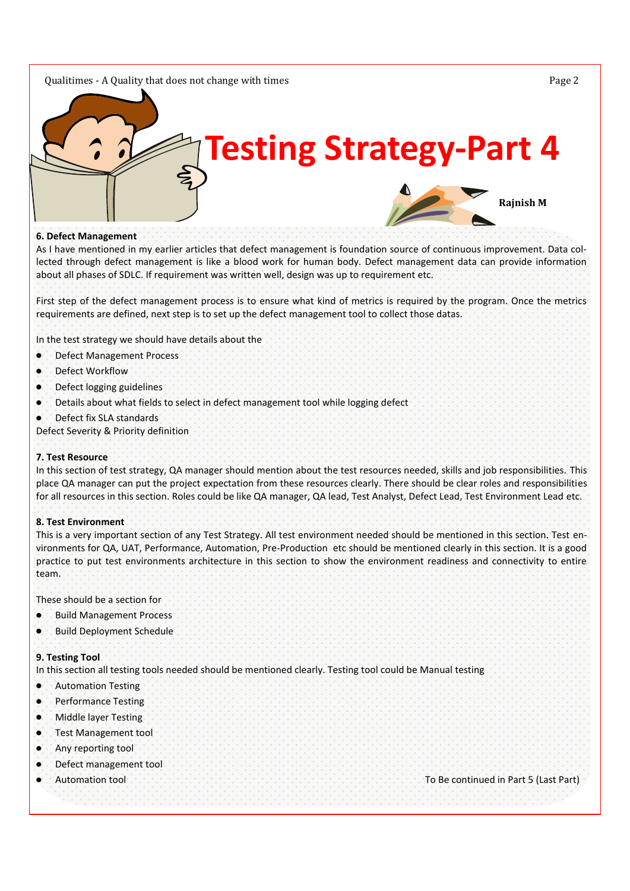# Testing Strategy-Part 4

**Rajnish M**

**6. Defect Management**

As I have mentioned in my earlier articles that defect management is foundation source of continuous improvement. Data collected through defect management is like a blood work for human body. Defect management data can provide information about all phases of SDLC. If requirement was written well, design was up to requirement etc.

First step of the defect management process is to ensure what kind of metrics is required by the program. Once the metrics requirements are defined, next step is to set up the defect management tool to collect those datas.

In the test strategy we should have details about the

- Defect Management Process
- Defect Workflow
- Defect logging guidelines
- Details about what fields to select in defect management tool while logging defect
- Defect fix SLA standards

Defect Severity & Priority definition

**7. Test Resource**

In this section of test strategy, QA manager should mention about the test resources needed, skills and job responsibilities. This place QA manager can put the project expectation from these resources clearly. There should be clear roles and responsibilities for all resources in this section. Roles could be like QA manager, QA lead, Test Analyst, Defect Lead, Test Environment Lead etc.

**8. Test Environment**

This is a very important section of any Test Strategy. All test environment needed should be mentioned in this section. Test environments for QA, UAT, Performance, Automation, Pre-Production etc should be mentioned clearly in this section. It is a good practice to put test environments architecture in this section to show the environment readiness and connectivity to entire team.

These should be a section for

- Build Management Process
- Build Deployment Schedule

**9. Testing Tool**

In this section all testing tools needed should be mentioned clearly. Testing tool could be Manual testing

- Automation Testing
- Performance Testing
- Middle layer Testing
- Test Management tool
- Any reporting tool
- Defect management tool
- Automation tool

To Be continued in Part 5 (Last Part)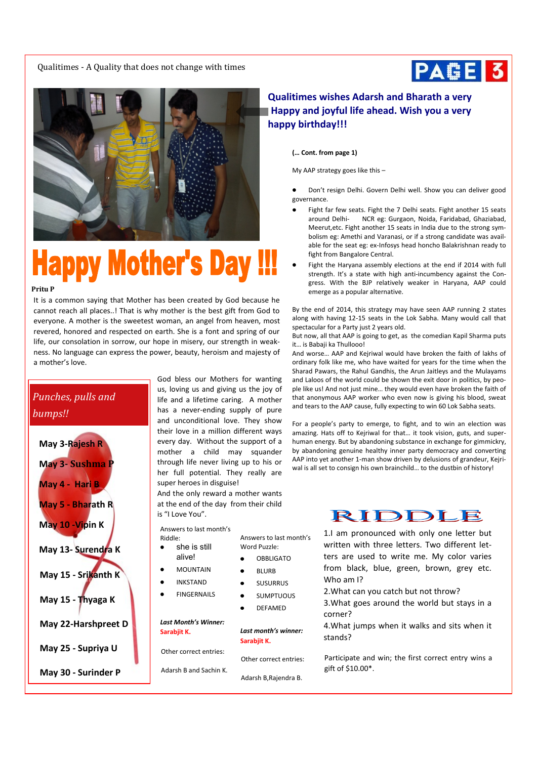**Qualitimes wishes Adarsh and Bharath a very Happy and joyful life ahead. Wish you a very happy birthday!!!**

# Happy Mother's Day !!!

**Pritu P**

It is a common saying that Mother has been created by God because he cannot reach all places..! That is why mother is the best gift from God to everyone. A mother is the sweetest woman, an angel from heaven, most revered, honored and respected on earth. She is a font and spring of our life, our consolation in sorrow, our hope in misery, our strength in weakness. No language can express the power, beauty, heroism and majesty of a mother's love.

God bless our Mothers for wanting us, loving us and giving us the joy of life and a lifetime caring. A mother has a never-ending supply of pure and unconditional love. They show their love in a million different ways every day. Without the support of a mother a child may squander through life never living up to his or her full potential. They really are super heroes in disguise!

And the only reward a mother wants at the end of the day from their child is "I Love You".

## *Punches, pulls and bumps!!*

**May 3-Rajesh R**

**May 3- Sushma P**

**May 4 - Hari B**

**May 5 - Bharath R**

**May 10 -Vipin K**

**May 13- Surendra K**

**May 15 - Srikanth K**

**May 15 - Thyaga K**

**May 22-Harshpreet D**

**May 25 - Supriya U**

**May 30 - Surinder P**

**(… Cont. from page 1)**

My AAP strategy goes like this –

- Don't resign Delhi. Govern Delhi well. Show you can deliver good governance.
- Fight far few seats. Fight the 7 Delhi seats. Fight another 15 seats around Delhi- NCR eg: Gurgaon, Noida, Faridabad, Ghaziabad, Meerut,etc. Fight another 15 seats in India due to the strong symbolism eg: Amethi and Varanasi, or if a strong candidate was available for the seat eg: ex-Infosys head honcho Balakrishnan ready to fight from Bangalore Central.
- Fight the Haryana assembly elections at the end if 2014 with full strength. It's a state with high anti-incumbency against the Congress. With the BJP relatively weaker in Haryana, AAP could emerge as a popular alternative.

By the end of 2014, this strategy may have seen AAP running 2 states along with having 12-15 seats in the Lok Sabha. Many would call that spectacular for a Party just 2 years old.

But now, all that AAP is going to get, as the comedian Kapil Sharma puts it… is Babaji ka Thullooo!

And worse… AAP and Kejriwal would have broken the faith of lakhs of ordinary folk like me, who have waited for years for the time when the Sharad Pawars, the Rahul Gandhis, the Arun Jaitleys and the Mulayams and Laloos of the world could be shown the exit door in politics, by people like us! And not just mine… they would even have broken the faith of that anonymous AAP worker who even now is giving his blood, sweat and tears to the AAP cause, fully expecting to win 60 Lok Sabha seats.

For a people's party to emerge, to fight, and to win an election was amazing. Hats off to Kejriwal for that… it took vision, guts, and superhuman energy. But by abandoning substance in exchange for gimmickry, by abandoning genuine healthy inner party democracy and converting AAP into yet another 1-man show driven by delusions of grandeur, Kejriwal is all set to consign his own brainchild… to the dustbin of history!

Answers to last month's Riddle:

- she is still alive!
- MOUNTAIN
- INKSTAND
- FINGERNAILS

***Last Month's Winner:***

**Sarabjit K.**

Other correct entries:

Adarsh B and Sachin K.

Answers to last month's Word Puzzle:

- OBBLIGATO
- BLURB
- SUSURRUS
- SUMPTUOUS
- DEFAMED

***Last month's winner:***

**Sarabjit K.**

Other correct entries:

Adarsh B,Rajendra B.

## RIDDLE

1.I am pronounced with only one letter but written with three letters. Two different letters are used to write me. My color varies from black, blue, green, brown, grey etc. Who am I?

2.What can you catch but not throw?

3.What goes around the world but stays in a corner?

4.What jumps when it walks and sits when it stands?

Participate and win; the first correct entry wins a gift of $10.00*.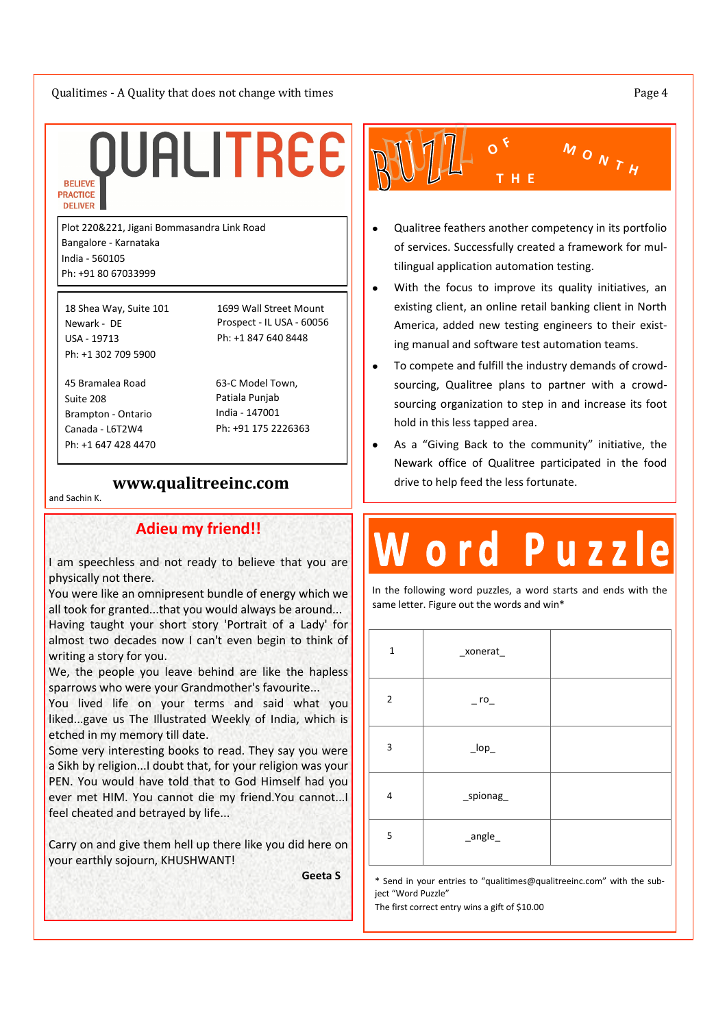# QUALITREE

BELIEVE
PRACTICE
DELIVER

Plot 220&221, Jigani Bommasandra Link Road
Bangalore - Karnataka
India - 560105
Ph: +91 80 67033999

18 Shea Way, Suite 101
Newark - DE
USA - 19713
Ph: +1 302 709 5900

1699 Wall Street Mount
Prospect - IL USA - 60056
Ph: +1 847 640 8448

45 Bramalea Road
Suite 208
Brampton - Ontario
Canada - L6T2W4
Ph: +1 647 428 4470

63-C Model Town,
Patiala Punjab
India - 147001
Ph: +91 175 2226363

**www.qualitreeinc.com**

and Sachin K.

## Adieu my friend!!

I am speechless and not ready to believe that you are physically not there.

You were like an omnipresent bundle of energy which we all took for granted...that you would always be around...

Having taught your short story 'Portrait of a Lady' for almost two decades now I can't even begin to think of writing a story for you.

We, the people you leave behind are like the hapless sparrows who were your Grandmother's favourite...

You lived life on your terms and said what you liked...gave us The Illustrated Weekly of India, which is etched in my memory till date.

Some very interesting books to read. They say you were a Sikh by religion...I doubt that, for your religion was your PEN. You would have told that to God Himself had you ever met HIM. You cannot die my friend.You cannot...I feel cheated and betrayed by life...

Carry on and give them hell up there like you did here on your earthly sojourn, KHUSHWANT!

**Geeta S**

## BUZZ OF THE MONTH

- Qualitree feathers another competency in its portfolio of services. Successfully created a framework for multilingual application automation testing.
- With the focus to improve its quality initiatives, an existing client, an online retail banking client in North America, added new testing engineers to their existing manual and software test automation teams.
- To compete and fulfill the industry demands of crowd-sourcing, Qualitree plans to partner with a crowd-sourcing organization to step in and increase its foot hold in this less tapped area.
- As a "Giving Back to the community" initiative, the Newark office of Qualitree participated in the food drive to help feed the less fortunate.

## Word Puzzle

In the following word puzzles, a word starts and ends with the same letter. Figure out the words and win*

| | | |
|---|---|---|
| 1 | _xonerat_ | |
| 2 | _ ro_ | |
| 3 | _lop_ | |
| 4 | _spionag_ | |
| 5 | _angle_ | |

\* Send in your entries to "qualitimes@qualitreeinc.com" with the subject "Word Puzzle"

The first correct entry wins a gift of $10.00